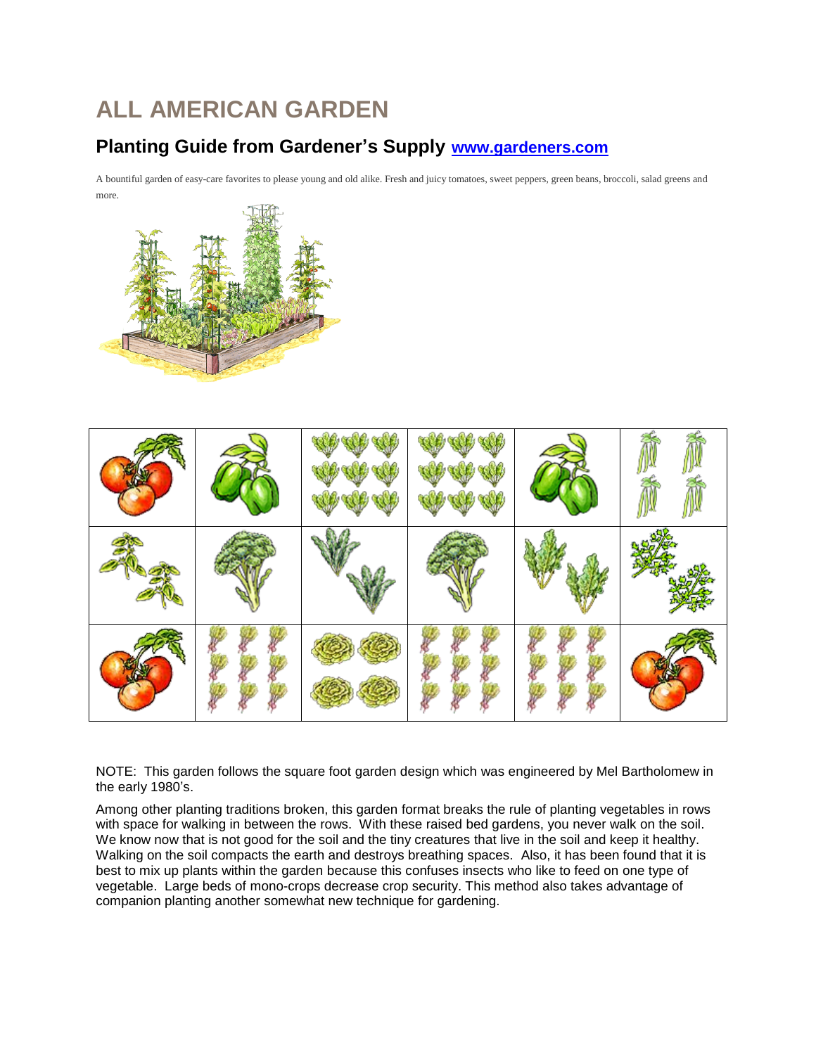# ALL AMERICAN GARDEN

## Planting Guide from Gardener's Supply [www.gardeners.com](http://www.gardeners.com)

A bountiful garden of easy-care favorites to please young and old alike. Fresh and juicy tomatoes, sweet peppers, green beans, broccoli, salad greens and more.

NOTE: This garden follows the square foot garden design which was engineered by Mel Bartholomew in the early 1980's.

Among other planting traditions broken, this garden format breaks the rule of planting vegetables in rows with space for walking in between the rows. With these raised bed gardens, you never walk on the soil. We know now that is not good for the soil and the tiny creatures that live in the soil and keep it healthy. Walking on the soil compacts the earth and destroys breathing spaces. Also, it has been found that it is best to mix up plants within the garden because this confuses insects who like to feed on one type of vegetable. Large beds of mono-crops decrease crop security. This method also takes advantage of companion planting another somewhat new technique for gardening.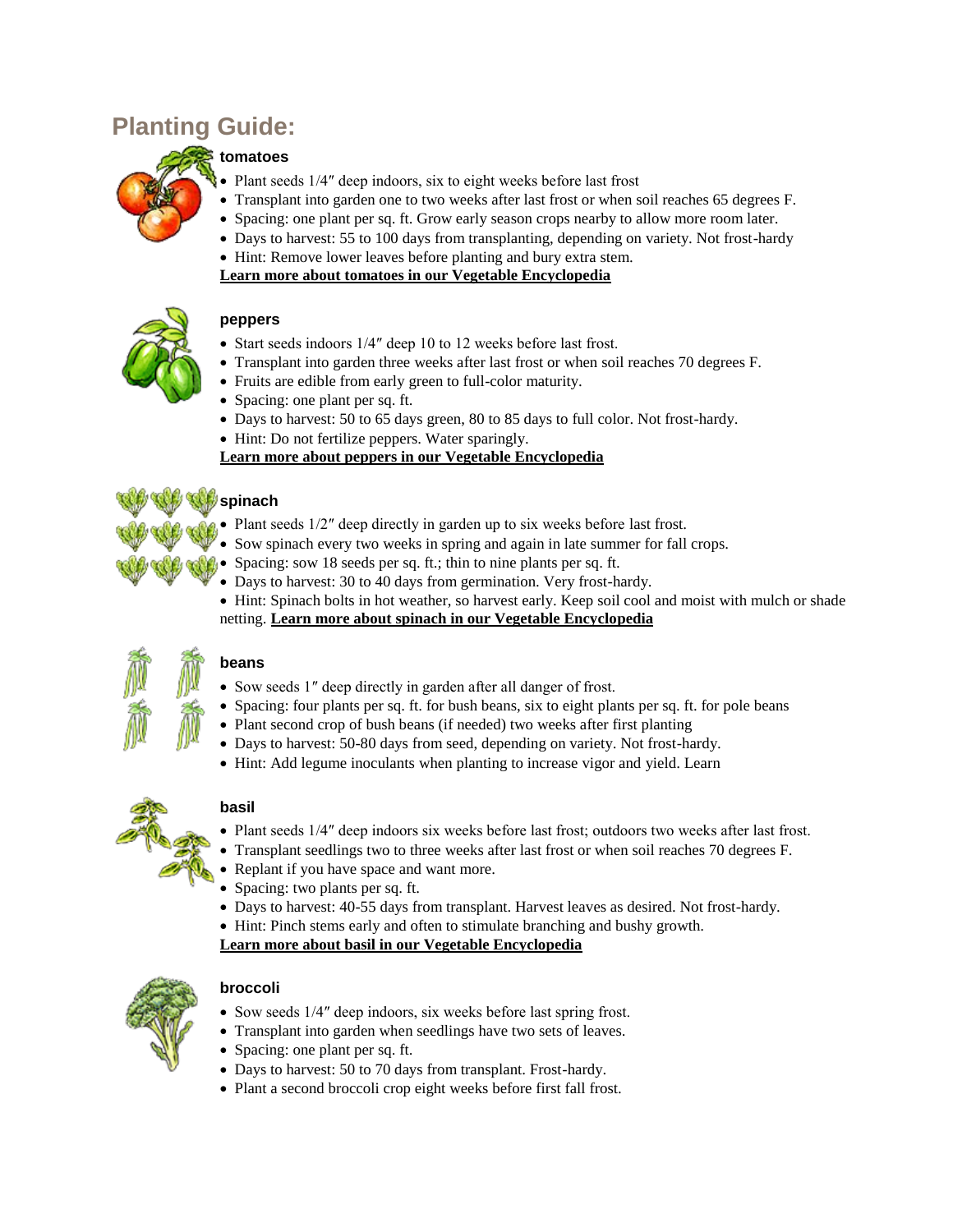# Planting Guide:

### tomatoes

- Plant seeds 1/4″ deep indoors, six to eight weeks before last frost
- Transplant into garden one to two weeks after last frost or when soil reaches 65 degrees F.
- Spacing: one plant per sq. ft. Grow early season crops nearby to allow more room later.
- Days to harvest: 55 to 100 days from transplanting, depending on variety. Not frost-hardy
- Hint: Remove lower leaves before planting and bury extra stem.

**Learn more about tomatoes in our Vegetable Encyclopedia**

### peppers

- Start seeds indoors 1/4″ deep 10 to 12 weeks before last frost.
- Transplant into garden three weeks after last frost or when soil reaches 70 degrees F.
- Fruits are edible from early green to full-color maturity.
- Spacing: one plant per sq. ft.
- Days to harvest: 50 to 65 days green, 80 to 85 days to full color. Not frost-hardy.
- Hint: Do not fertilize peppers. Water sparingly.

**Learn more about peppers in our Vegetable Encyclopedia**

### spinach

- Plant seeds 1/2″ deep directly in garden up to six weeks before last frost.
- Sow spinach every two weeks in spring and again in late summer for fall crops.
- Spacing: sow 18 seeds per sq. ft.; thin to nine plants per sq. ft.
- Days to harvest: 30 to 40 days from germination. Very frost-hardy.
- Hint: Spinach bolts in hot weather, so harvest early. Keep soil cool and moist with mulch or shade netting. **Learn more about spinach in our Vegetable Encyclopedia**

### beans

- Sow seeds 1″ deep directly in garden after all danger of frost.
- Spacing: four plants per sq. ft. for bush beans, six to eight plants per sq. ft. for pole beans
- Plant second crop of bush beans (if needed) two weeks after first planting
- Days to harvest: 50-80 days from seed, depending on variety. Not frost-hardy.
- Hint: Add legume inoculants when planting to increase vigor and yield. Learn

### basil

- Plant seeds 1/4″ deep indoors six weeks before last frost; outdoors two weeks after last frost.
- Transplant seedlings two to three weeks after last frost or when soil reaches 70 degrees F.
- Replant if you have space and want more.
- Spacing: two plants per sq. ft.
- Days to harvest: 40-55 days from transplant. Harvest leaves as desired. Not frost-hardy.
- Hint: Pinch stems early and often to stimulate branching and bushy growth.

**Learn more about basil in our Vegetable Encyclopedia**

### broccoli

- Sow seeds 1/4″ deep indoors, six weeks before last spring frost.
- Transplant into garden when seedlings have two sets of leaves.
- Spacing: one plant per sq. ft.
- Days to harvest: 50 to 70 days from transplant. Frost-hardy.
- Plant a second broccoli crop eight weeks before first fall frost.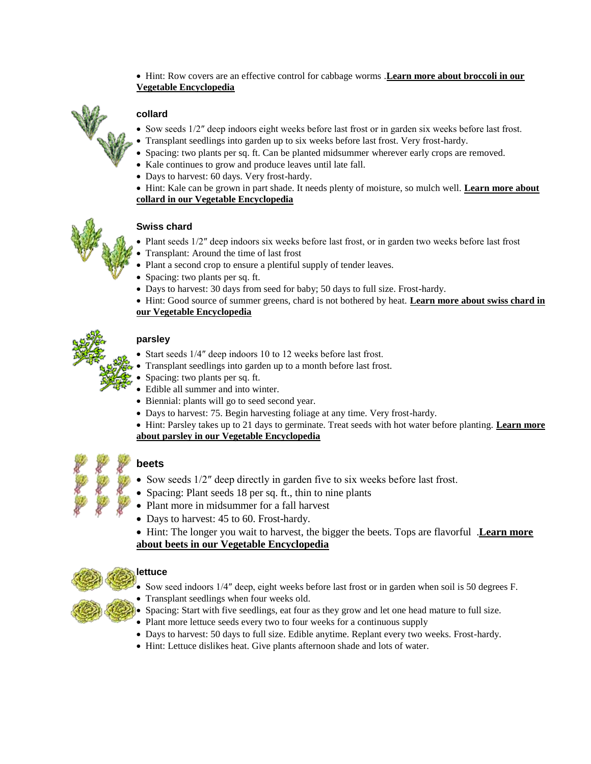- Hint: Row covers are an effective control for cabbage worms .**Learn more about broccoli in our Vegetable Encyclopedia**

### collard

- Sow seeds 1/2″ deep indoors eight weeks before last frost or in garden six weeks before last frost.
- Transplant seedlings into garden up to six weeks before last frost. Very frost-hardy.
- Spacing: two plants per sq. ft. Can be planted midsummer wherever early crops are removed.
- Kale continues to grow and produce leaves until late fall.
- Days to harvest: 60 days. Very frost-hardy.
- Hint: Kale can be grown in part shade. It needs plenty of moisture, so mulch well. **Learn more about collard in our Vegetable Encyclopedia**

### Swiss chard

- Plant seeds 1/2″ deep indoors six weeks before last frost, or in garden two weeks before last frost
- Transplant: Around the time of last frost
- Plant a second crop to ensure a plentiful supply of tender leaves.
- Spacing: two plants per sq. ft.
- Days to harvest: 30 days from seed for baby; 50 days to full size. Frost-hardy.
- Hint: Good source of summer greens, chard is not bothered by heat. **Learn more about swiss chard in our Vegetable Encyclopedia**

### parsley

- Start seeds 1/4″ deep indoors 10 to 12 weeks before last frost.
- Transplant seedlings into garden up to a month before last frost.
- Spacing: two plants per sq. ft.
- Edible all summer and into winter.
- Biennial: plants will go to seed second year.
- Days to harvest: 75. Begin harvesting foliage at any time. Very frost-hardy.
- Hint: Parsley takes up to 21 days to germinate. Treat seeds with hot water before planting. **Learn more about parsley in our Vegetable Encyclopedia**

### beets

- Sow seeds 1/2″ deep directly in garden five to six weeks before last frost.
- Spacing: Plant seeds 18 per sq. ft., thin to nine plants
- Plant more in midsummer for a fall harvest
- Days to harvest: 45 to 60. Frost-hardy.
- Hint: The longer you wait to harvest, the bigger the beets. Tops are flavorful .**Learn more about beets in our Vegetable Encyclopedia**

### lettuce

- Sow seed indoors 1/4″ deep, eight weeks before last frost or in garden when soil is 50 degrees F.
- Transplant seedlings when four weeks old.
- Spacing: Start with five seedlings, eat four as they grow and let one head mature to full size.
- Plant more lettuce seeds every two to four weeks for a continuous supply
- Days to harvest: 50 days to full size. Edible anytime. Replant every two weeks. Frost-hardy.
- Hint: Lettuce dislikes heat. Give plants afternoon shade and lots of water.